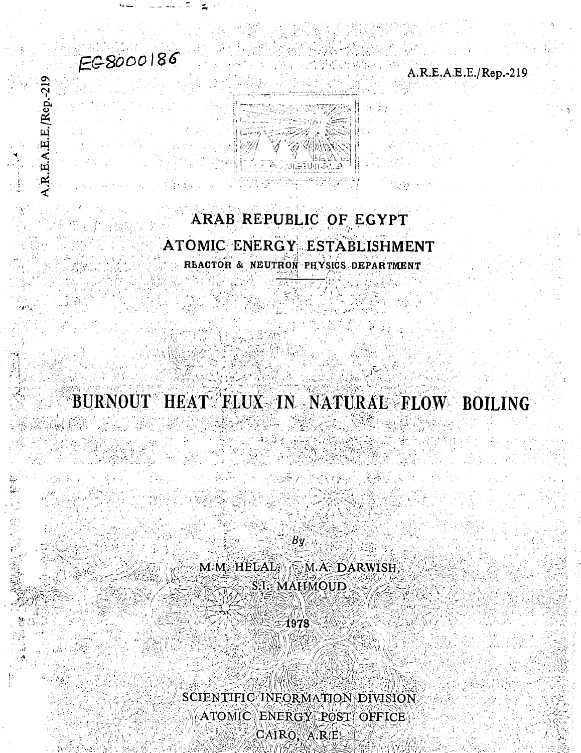EG8000186

A.R.E.A.E.E./Rep.-219

ARAB REPUBLIC OF EGYPT

ATOMIC ENERGY ESTABLISHMENT

REACTOR & NEUTRON PHYSICS DEPARTMENT

# BURNOUT HEAT FLUX IN NATURAL FLOW BOILING

By

M.M. HELAL, M.A. DARWISH, S.I. MAHMOUD

1978

SCIENTIFIC INFORMATION DIVISION

ATOMIC ENERGY POST OFFICE

CAIRO, A.R.E.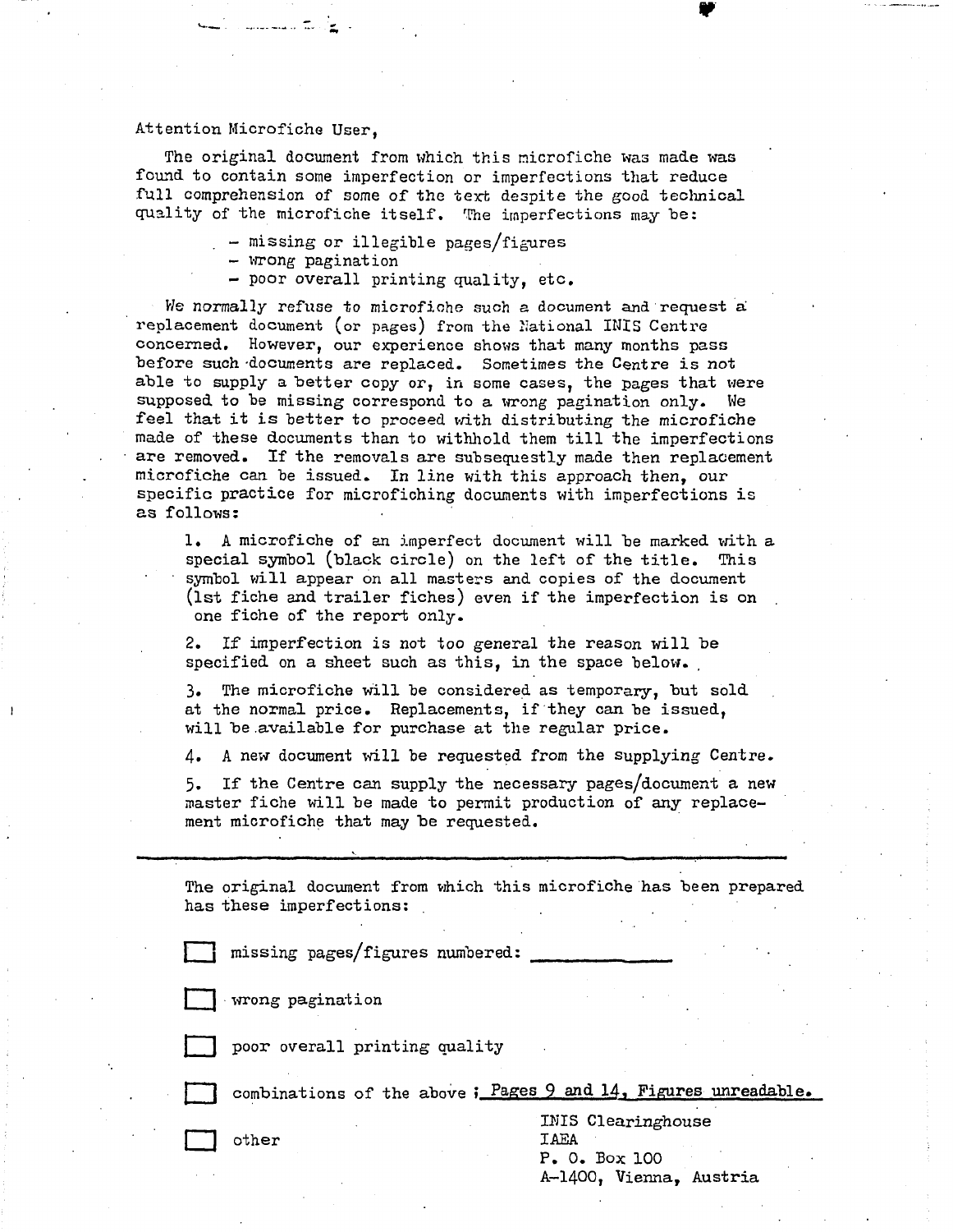Attention Microfiche User,

The original document from which this microfiche was made was found to contain some imperfection or imperfections that reduce full comprehension of some of the text despite the good technical quality of the microfiche itself. The imperfections may be:

- missing or illegible pages/figures
- wrong pagination
- poor overall printing quality, etc.

We normally refuse to microfiche such a document and request a replacement document (or pages) from the National INIS Centre concerned. However, our experience shows that many months pass before such documents are replaced. Sometimes the Centre is not able to supply a better copy or, in some cases, the pages that were supposed to be missing correspond to a wrong pagination only. We feel that it is better to proceed with distributing the microfiche made of these documents than to withhold them till the imperfections are removed. If the removals are subsequestly made then replacement microfiche can be issued. In line with this approach then, our specific practice for microfiching documents with imperfections is as follows:

1. A microfiche of an imperfect document will be marked with a special symbol (black circle) on the left of the title. This symbol will appear on all masters and copies of the document (1st fiche and trailer fiches) even if the imperfection is on one fiche of the report only.

2. If imperfection is not too general the reason will be specified on a sheet such as this, in the space below.

3. The microfiche will be considered as temporary, but sold at the normal price. Replacements, if they can be issued, will be available for purchase at the regular price.

4. A new document will be requested from the supplying Centre.

5. If the Centre can supply the necessary pages/document a new master fiche will be made to permit production of any replacement microfiche that may be requested.

---

The original document from which this microfiche has been prepared has these imperfections:

☐ missing pages/figures numbered: ____________

☐ wrong pagination

☐ poor overall printing quality

☐ combinations of the above ; Pages 9 and 14, Figures unreadable.

☐ other

INIS Clearinghouse
IAEA
P. O. Box 100
A-1400, Vienna, Austria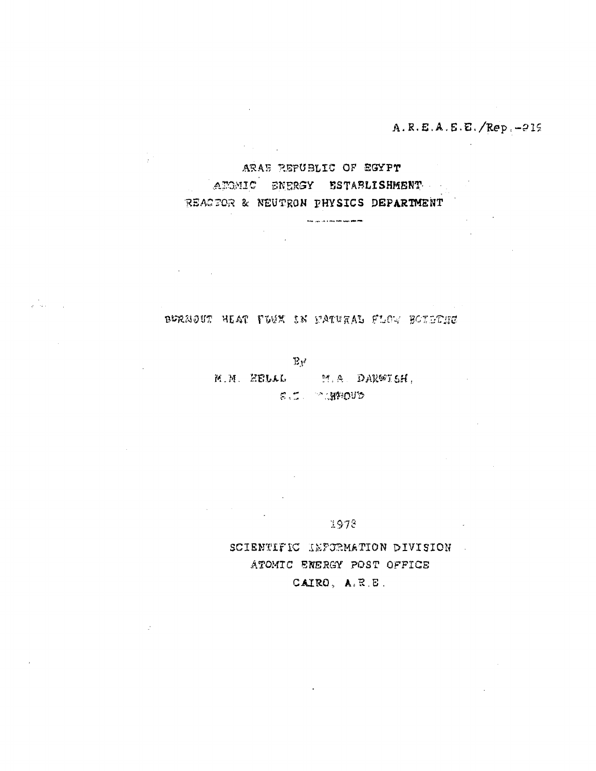A.R.E.A.E.E./Rep.-219

ARAB REPUBLIC OF EGYPT

ATOMIC ENERGY ESTABLISHMENT

REACTOR & NEUTRON PHYSICS DEPARTMENT

---

# BURNOUT HEAT FLUX IN NATURAL FLOW BOILING

By

M.M. HELAL   M.A. DARWISH,

S.I. MAHMOUD

1978

SCIENTIFIC INFORMATION DIVISION

ATOMIC ENERGY POST OFFICE

CAIRO, A.R.E.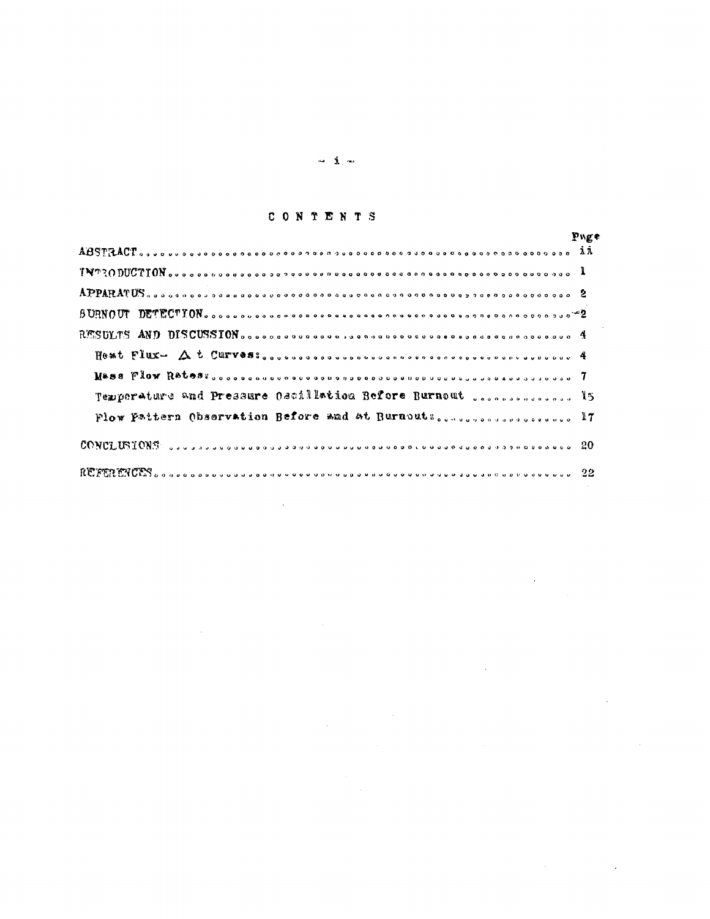# CONTENTS

| | Page |
|---|---|
| ABSTRACT | ii |
| INTRODUCTION | 1 |
| APPARATUS | 2 |
| BURNOUT DETECTION | 2 |
| RESULTS AND DISCUSSION | 4 |
| Heat Flux- $\Delta$ t Curves: | 4 |
| Mass Flow Rates: | 7 |
| Temperature and Pressure Oscillation Before Burnout | 15 |
| Flow Pattern Observation Before and at Burnout: | 17 |
| CONCLUSIONS | 20 |
| REFERENCES | 22 |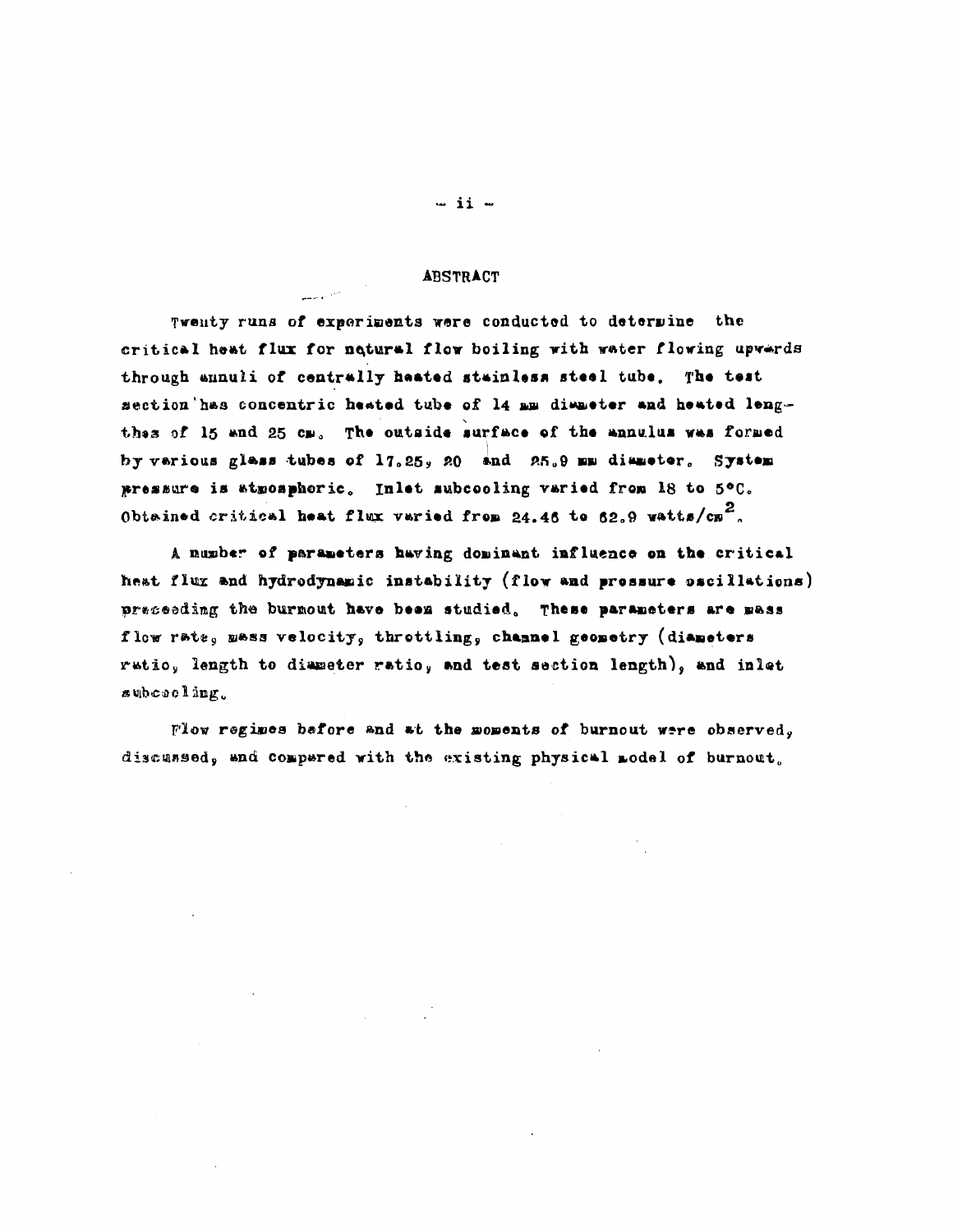## ABSTRACT

Twenty runs of experiments were conducted to determine the critical heat flux for natural flow boiling with water flowing upwards through annuli of centrally heated stainless steel tube. The test section has concentric heated tube of 14 mm diameter and heated lengthes of 15 and 25 cm. The outside surface of the annulus was formed by various glass tubes of 17.25, 20 and 25.9 mm diameter. System pressure is atmospheric. Inlet subcooling varied from 18 to 5°C. Obtained critical heat flux varied from 24.46 to 62.9 watts/cm$^2$.

A number of parameters having dominant influence on the critical heat flux and hydrodynamic instability (flow and pressure oscillations) preceeding the burnout have been studied. These parameters are mass flow rate, mass velocity, throttling, channel geometry (diameters ratio, length to diameter ratio, and test section length), and inlet subcooling.

Flow regimes before and at the moments of burnout were observed, discussed, and compared with the existing physical model of burnout.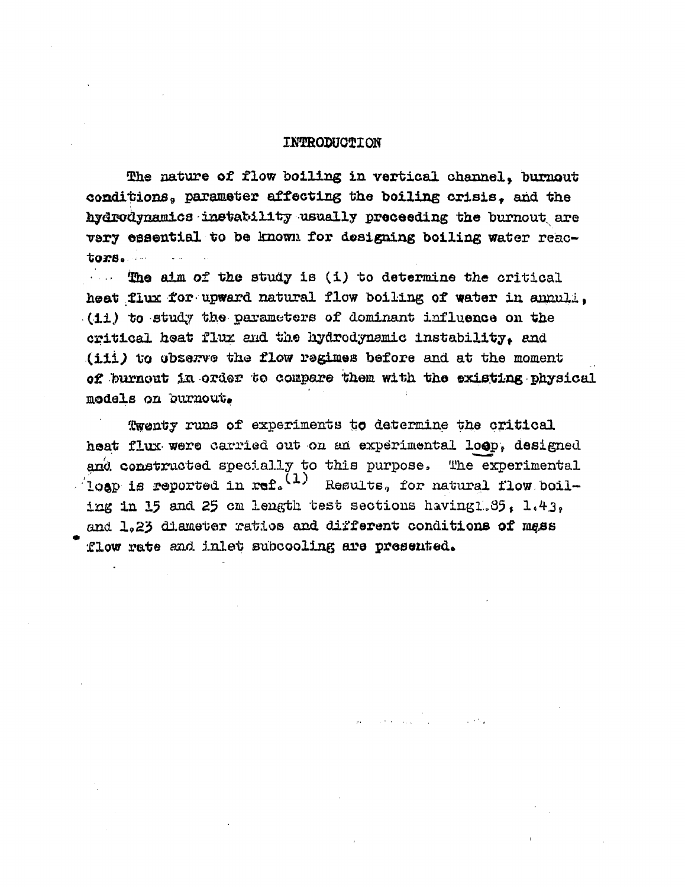# INTRODUCTION

The nature of flow boiling in vertical channel, burnout conditions, parameter affecting the boiling crisis, and the hydrodynamics instability usually preceeding the burnout are very essential to be known for designing boiling water reactors.

The aim of the study is (i) to determine the critical heat flux for upward natural flow boiling of water in annuli, (ii) to study the parameters of dominant influence on the critical heat flux and the hydrodynamic instability, and (iii) to observe the flow regimes before and at the moment of burnout in order to compare them with the existing physical models on burnout.

Twenty runs of experiments to determine the critical heat flux were carried out on an experimental loop, designed and constructed specially to this purpose. The experimental loop is reported in ref.[1] Results, for natural flow boiling in 15 and 25 cm length test sections having 1.85, 1.43, and 1.23 diameter ratios and different conditions of mass flow rate and inlet subcooling are presented.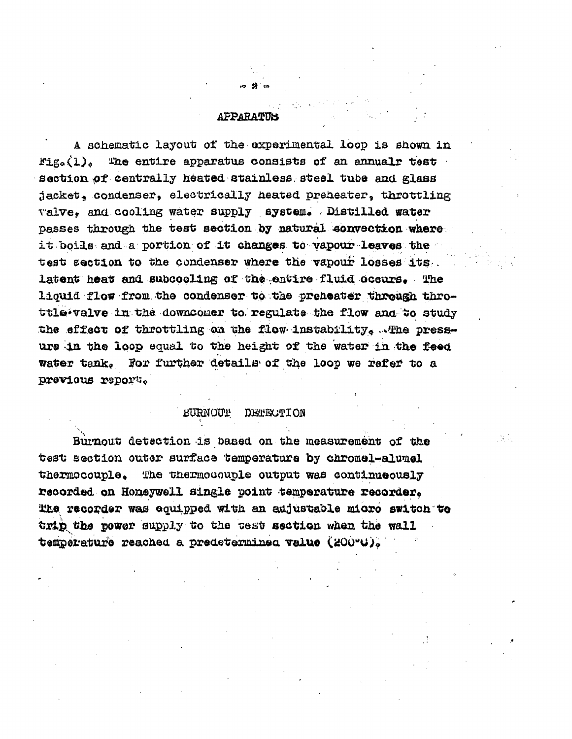## APPARATUS

A schematic layout of the experimental loop is shown in Fig.(1). The entire apparatus consists of an annualr test section of centrally heated stainless steel tube and glass jacket, condenser, electrically heated preheater, throttling valve, and cooling water supply system. Distilled water passes through the test section by natural convection where it boils and a portion of it changes to vapour leaves the test section to the condenser where the vapour losses its latent heat and subcooling of the entire fluid occurs. The liquid flow from the condenser to the preheater through throttle valve in the downcomer to regulate the flow and to study the effect of throttling on the flow instability. The pressure in the loop equal to the height of the water in the feed water tank. For further details of the loop we refer to a previous report.

## BURNOUT DETECTION

Burnout detection is based on the measurement of the test section outer surface temperature by chromel-alumel thermocouple. The thermocouple output was continueously recorded on Honeywell single point temperature recorder. The recorder was equipped with an adjustable micro switch to trip the power supply to the test section when the wall temperature reached a predetermined value (200°C).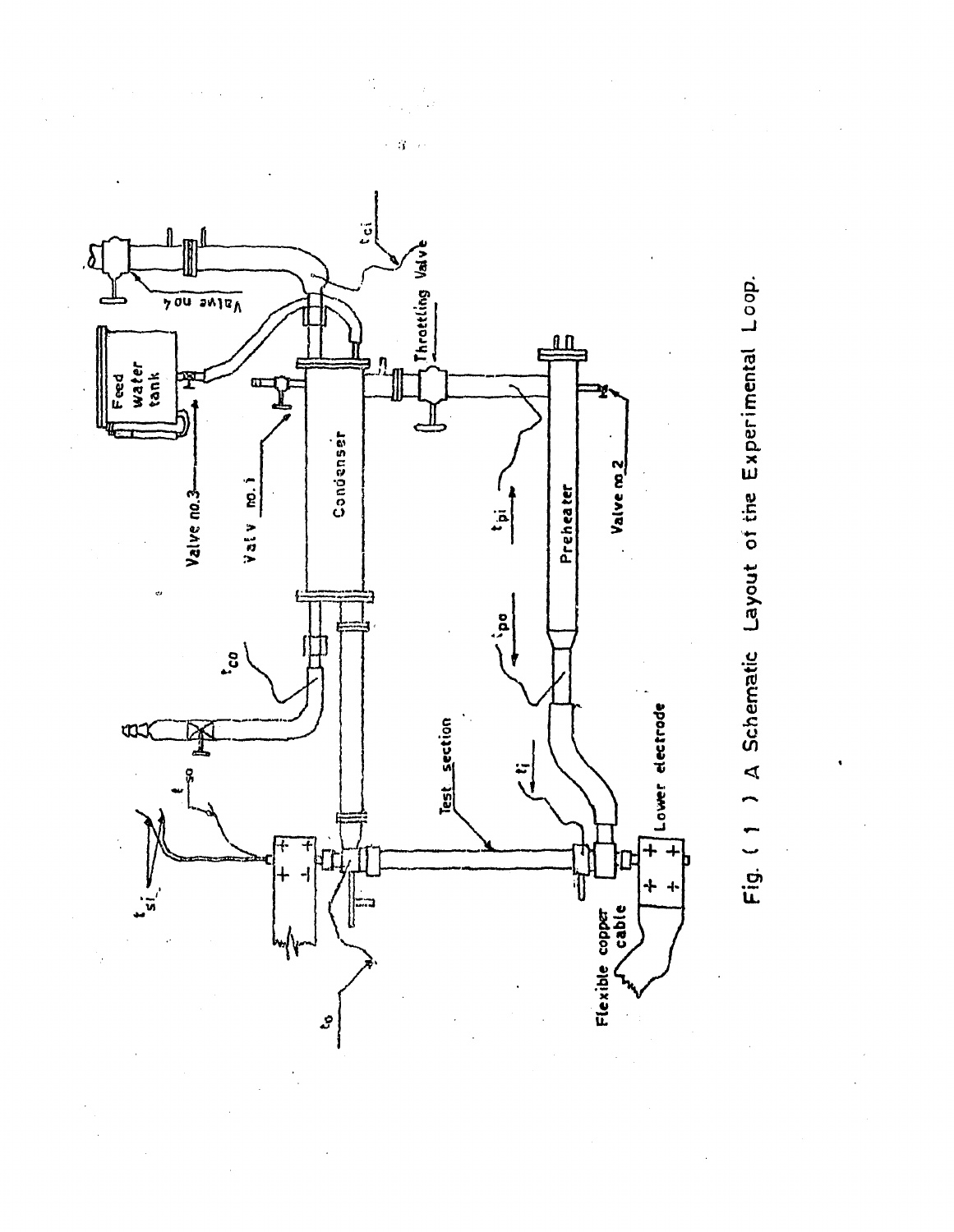Fig. ( 1 ) A Schematic Layout of the Experimental Loop.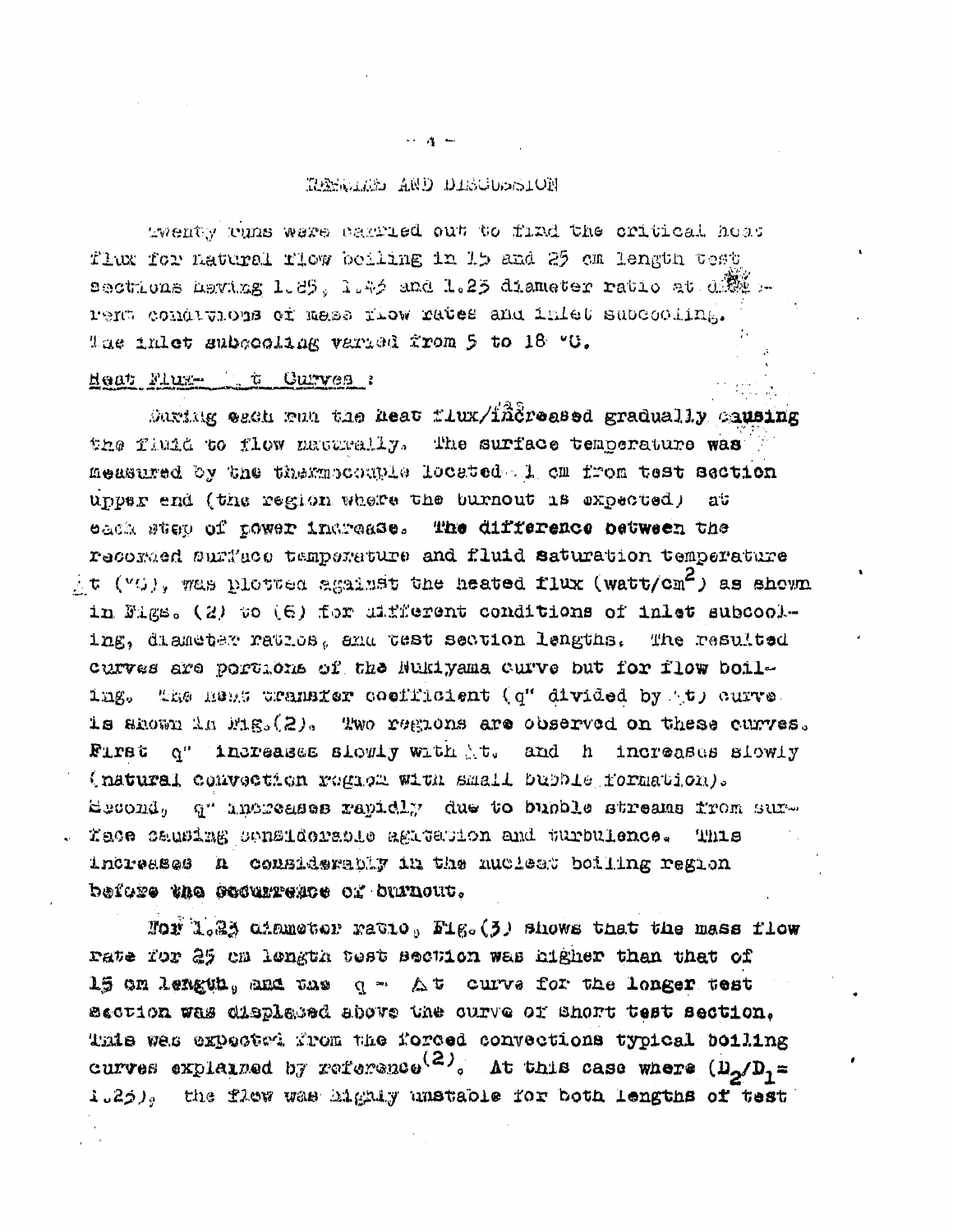## RESULTS AND DISCUSSION

Twenty runs were carried out to find the critical heat flux for natural flow boiling in 15 and 25 cm length test sections having 1.85, 1.45 and 1.25 diameter ratio at different conditions of mass flow rates and inlet subcooling. The inlet subcooling varied from 5 to 18 °C.

### Heat Flux– $\Delta t$ Curves :

During each run the heat flux/was increased gradually causing the fluid to flow naturally. The surface temperature was measured by the thermocouple located 1 cm from test section upper end (the region where the burnout is expected) at each step of power increase. The difference between the recorded surface temperature and fluid saturation temperature $\Delta t$ (°C), was plotted against the heated flux (watt/cm$^2$) as shown in Figs. (2) to (6) for different conditions of inlet subcooling, diameter ratios, and test section lengths. The resulted curves are portions of the Nukiyama curve but for flow boiling. The heat transfer coefficient ($q''$ divided by $\Delta t$) curve is shown in Fig.(2). Two regions are observed on these curves. First $q''$ increases slowly with $\Delta t$, and $h$ increases slowly (natural convection region with small bubble formation). Second, $q''$ increases rapidly due to bubble streams from surface causing considerable agitation and turbulence. This increases $h$ considerably in the nuclear boiling region before the occurrence of burnout.

For 1.25 diameter ratio, Fig.(3) shows that the mass flow rate for 25 cm length test section was higher than that of 15 cm length, and the $q - \Delta t$ curve for the longer test section was displaced above the curve of short test section. This was expected from the forced convections typical boiling curves explained by reference[2]. At this case where ($D_2/D_1 =$ 1.25), the flow was highly unstable for both lengths of test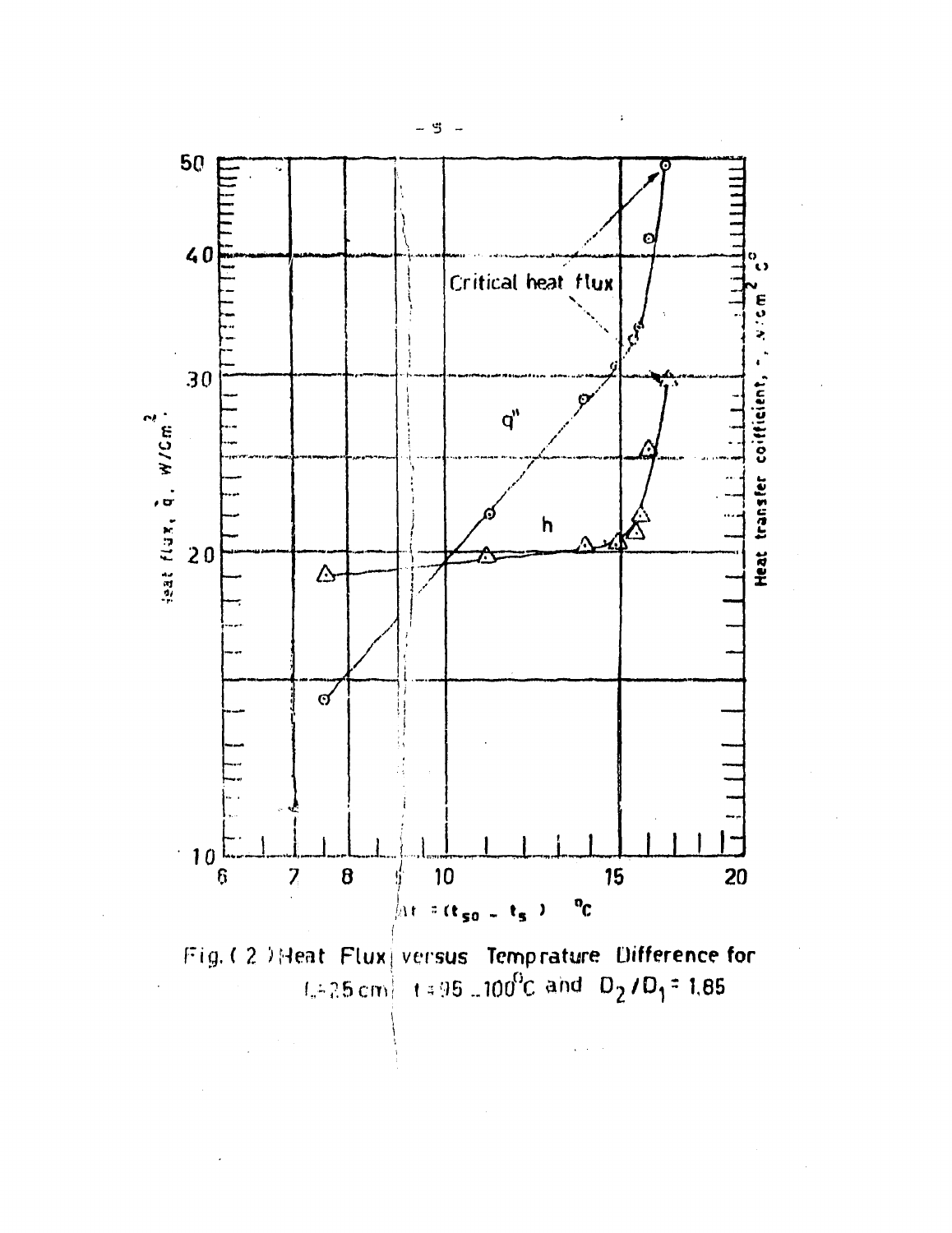Fig. ( 2 ) Heat Flux versus Temprature Difference for $L = 25$ cm, $t = 95 - 100^{0}$C and $D_2/D_1 = 1.85$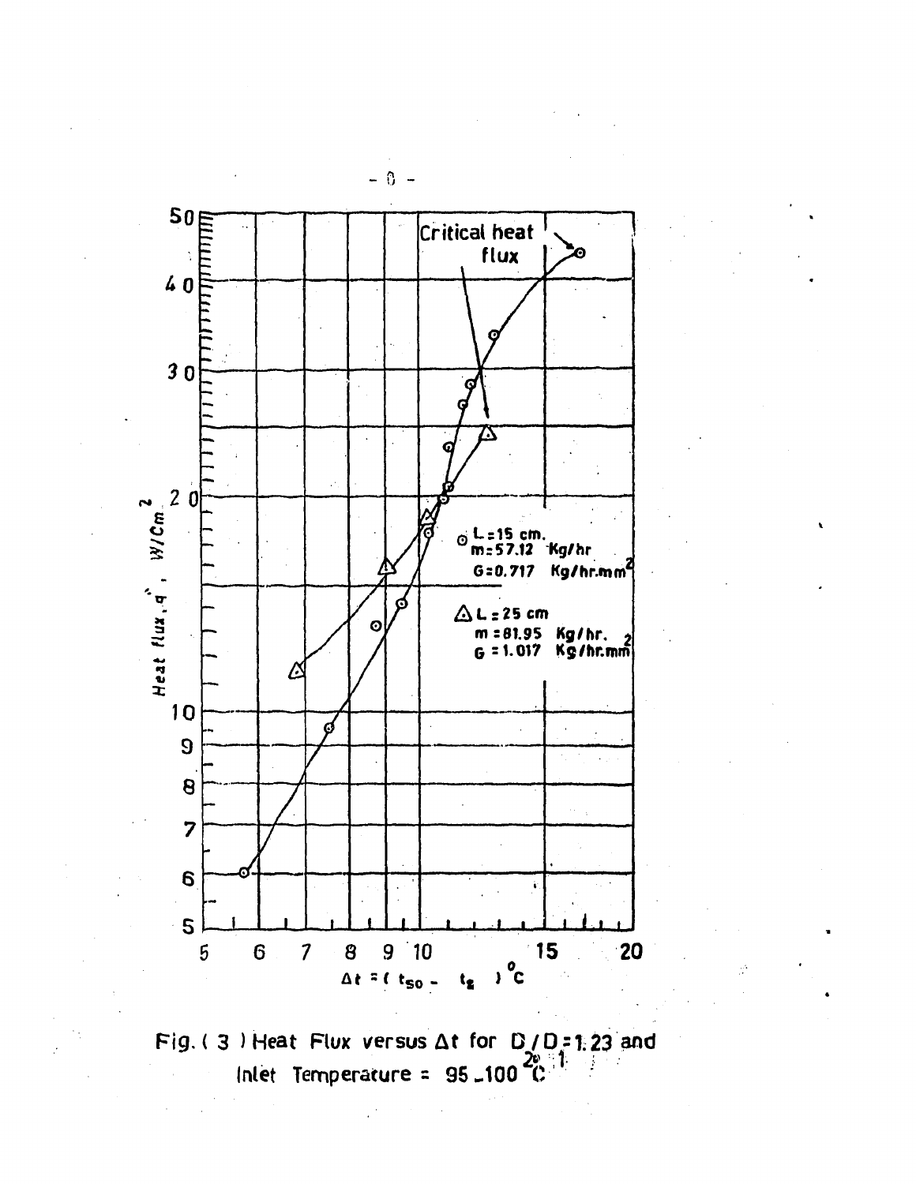Fig. ( 3 ) Heat Flux versus $\Delta t$ for $D_2/D_1 = 1.23$ and Inlet Temperature = 95 _100 °C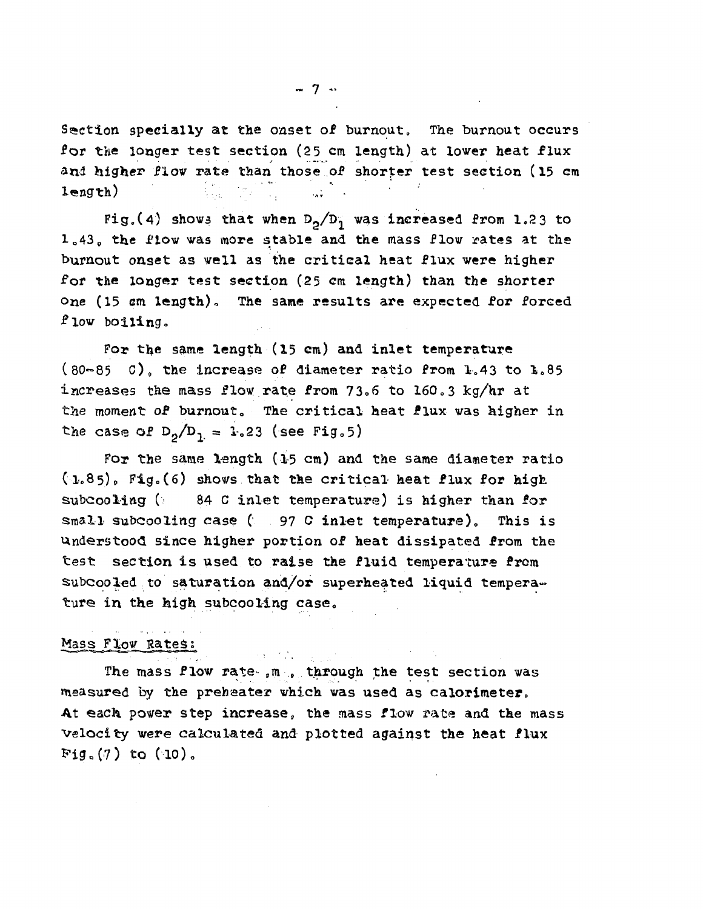Section specially at the onset of burnout. The burnout occurs for the longer test section (25 cm length) at lower heat flux and higher flow rate than those of shorter test section (15 cm length)

Fig.(4) shows that when $D_2/D_1$ was increased from 1.23 to 1.43, the flow was more stable and the mass flow rates at the burnout onset as well as the critical heat flux were higher for the longer test section (25 cm length) than the shorter one (15 cm length). The same results are expected for forced flow boiling.

For the same length (15 cm) and inlet temperature (80-85 C), the increase of diameter ratio from 1.43 to 1.85 increases the mass flow rate from 73.6 to 160.3 kg/hr at the moment of burnout. The critical heat flux was higher in the case of $D_2/D_1 = 1.23$ (see Fig.5)

For the same length (15 cm) and the same diameter ratio (1.85), Fig.(6) shows that the critical heat flux for high subcooling ( 84 C inlet temperature) is higher than for small subcooling case ( 97 C inlet temperature). This is understood since higher portion of heat dissipated from the test section is used to raise the fluid temperature from subcooled to saturation and/or superheated liquid temperature in the high subcooling case.

## Mass Flow Rates:

The mass flow rate, m, through the test section was measured by the preheater which was used as calorimeter. At each power step increase, the mass flow rate and the mass velocity were calculated and plotted against the heat flux Fig.(7) to (10).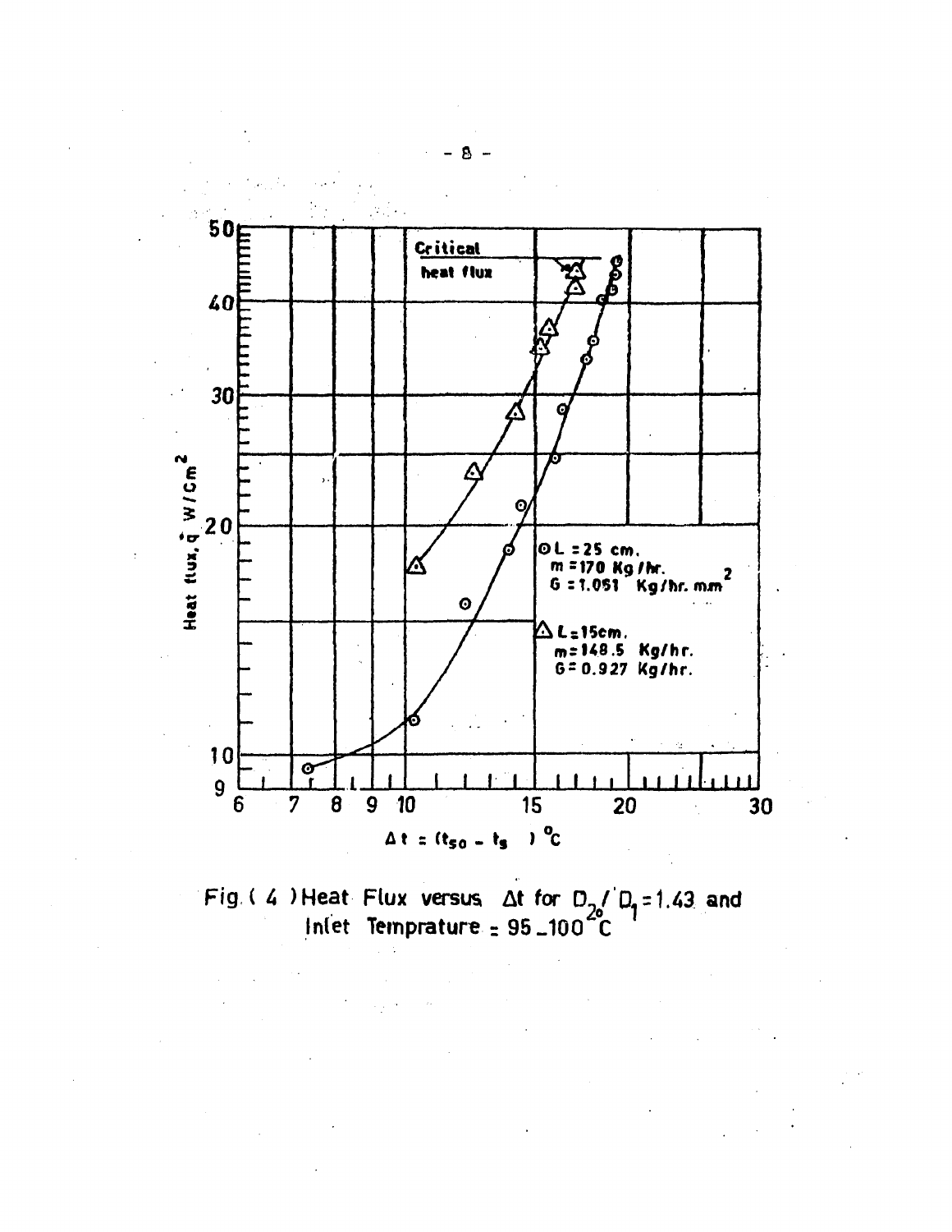Fig. ( 4 ) Heat Flux versus $\Delta t$ for $D_2/D_1 = 1.43$ and Inlet Temprature = 95 _ 100 $^{\circ}C$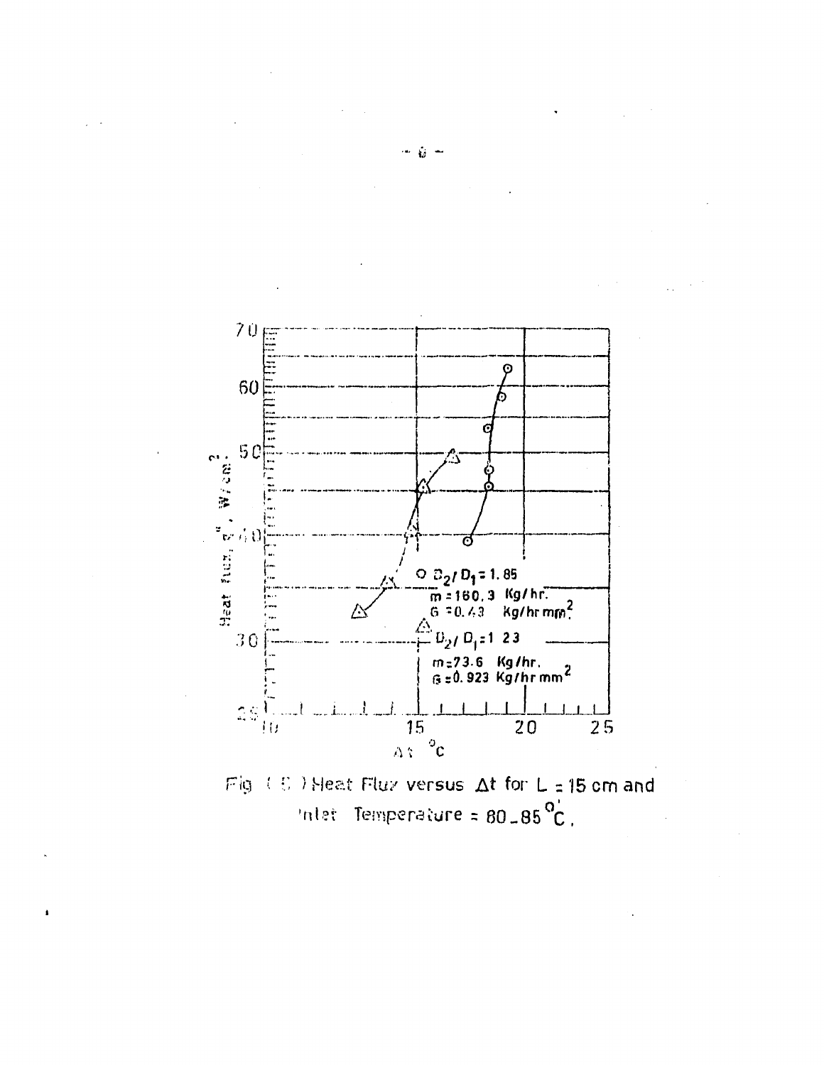Heat flux, $q''$, $W/cm^2$

○ $D_2/D_1 = 1.85$
$\dot{m} = 160.3$ Kg/hr.
$G = 0.43$ Kg/hr $mm^2$

△ $D_2/D_1 = 1.23$
$\dot{m} = 73.6$ Kg/hr.
$G = 0.923$ Kg/hr $mm^2$

$\Delta t$ °C

Fig (5) Heat Flux versus $\Delta t$ for $L = 15$ cm and Inlet Temperature = 80 – 85 °C.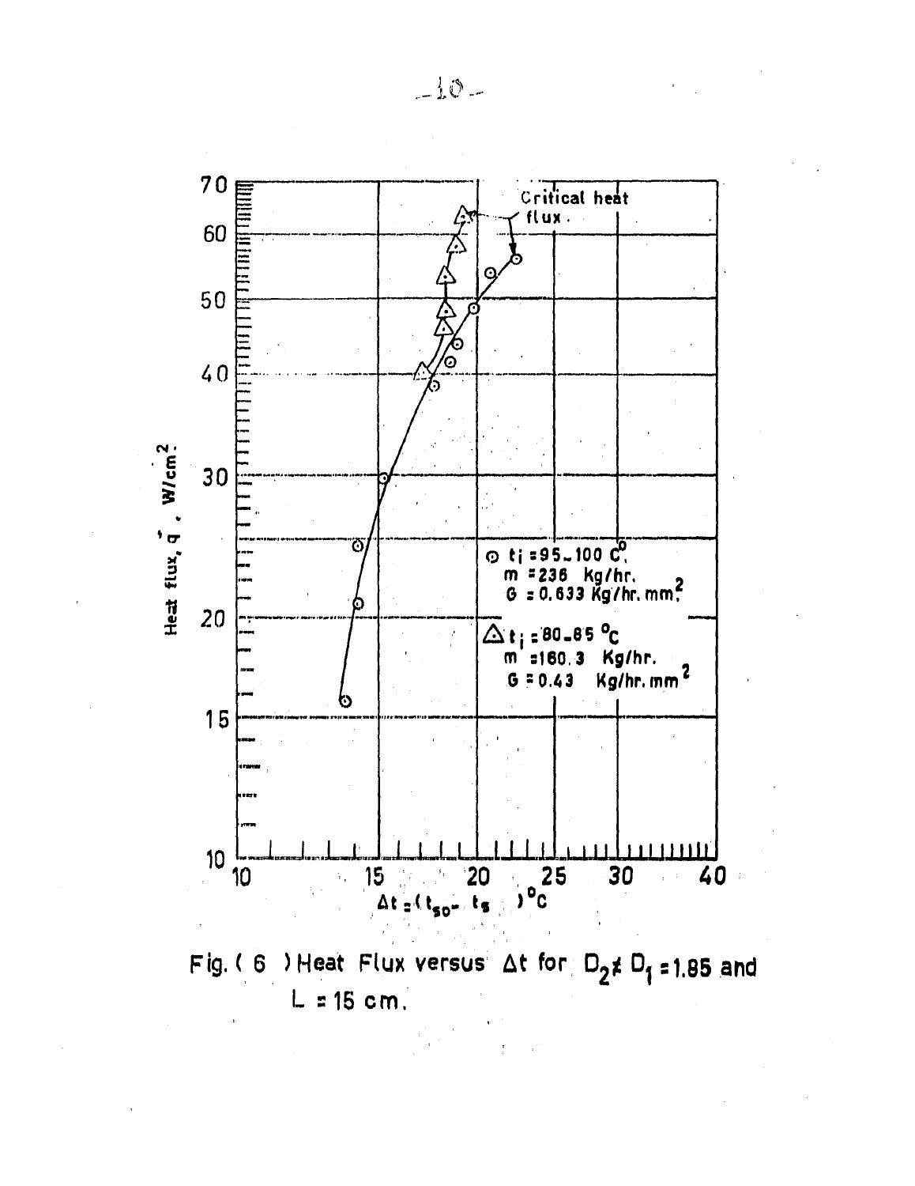Fig. ( 6 ) Heat Flux versus $\Delta t$ for $D_2 / D_1 = 1.85$ and $L = 15$ cm.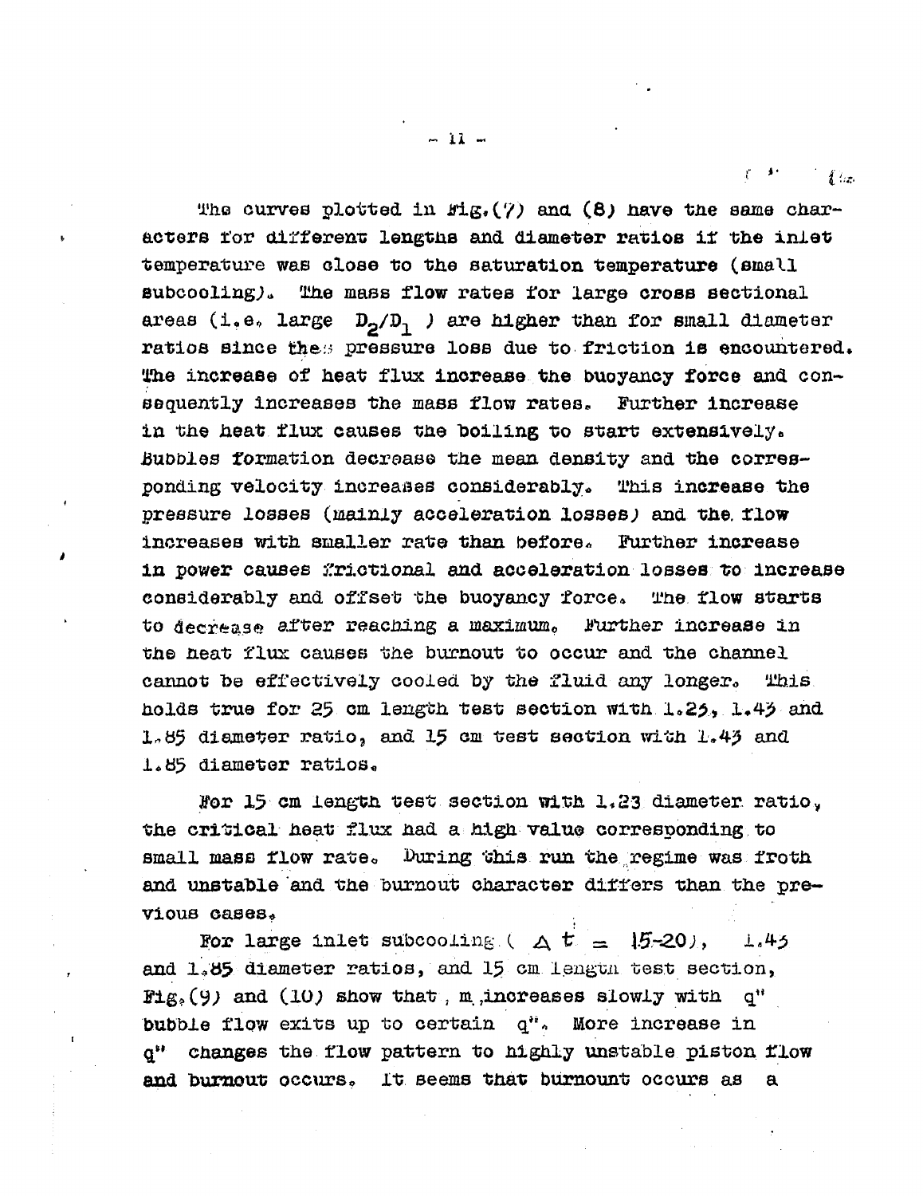The curves plotted in Fig.(7) and (8) have the same characters for different lengths and diameter ratios if the inlet temperature was close to the saturation temperature (small subcooling). The mass flow rates for large cross sectional areas (i.e. large $D_2/D_1$ ) are higher than for small diameter ratios since less pressure loss due to friction is encountered. The increase of heat flux increase the buoyancy force and consequently increases the mass flow rates. Further increase in the heat flux causes the boiling to start extensively. Bubbles formation decrease the mean density and the corresponding velocity increases considerably. This increase the pressure losses (mainly acceleration losses) and the flow increases with smaller rate than before. Further increase in power causes frictional and acceleration losses to increase considerably and offset the buoyancy force. The flow starts to decrease after reaching a maximum. Further increase in the heat flux causes the burnout to occur and the channel cannot be effectively cooled by the fluid any longer. This holds true for 25 cm length test section with 1.23, 1.43 and 1.85 diameter ratio, and 15 cm test section with 1.43 and 1.85 diameter ratios.

For 15 cm length test section with 1.23 diameter ratio, the critical heat flux had a high value corresponding to small mass flow rate. During this run the regime was froth and unstable and the burnout character differs than the previous cases.

For large inlet subcooling ( $\Delta t$ = 15-20), 1.43 and 1.85 diameter ratios, and 15 cm length test section, Fig.(9) and (10) show that, m increases slowly with q" bubble flow exits up to certain q". More increase in q" changes the flow pattern to highly unstable piston flow and burnout occurs. It seems that burnount occurs as a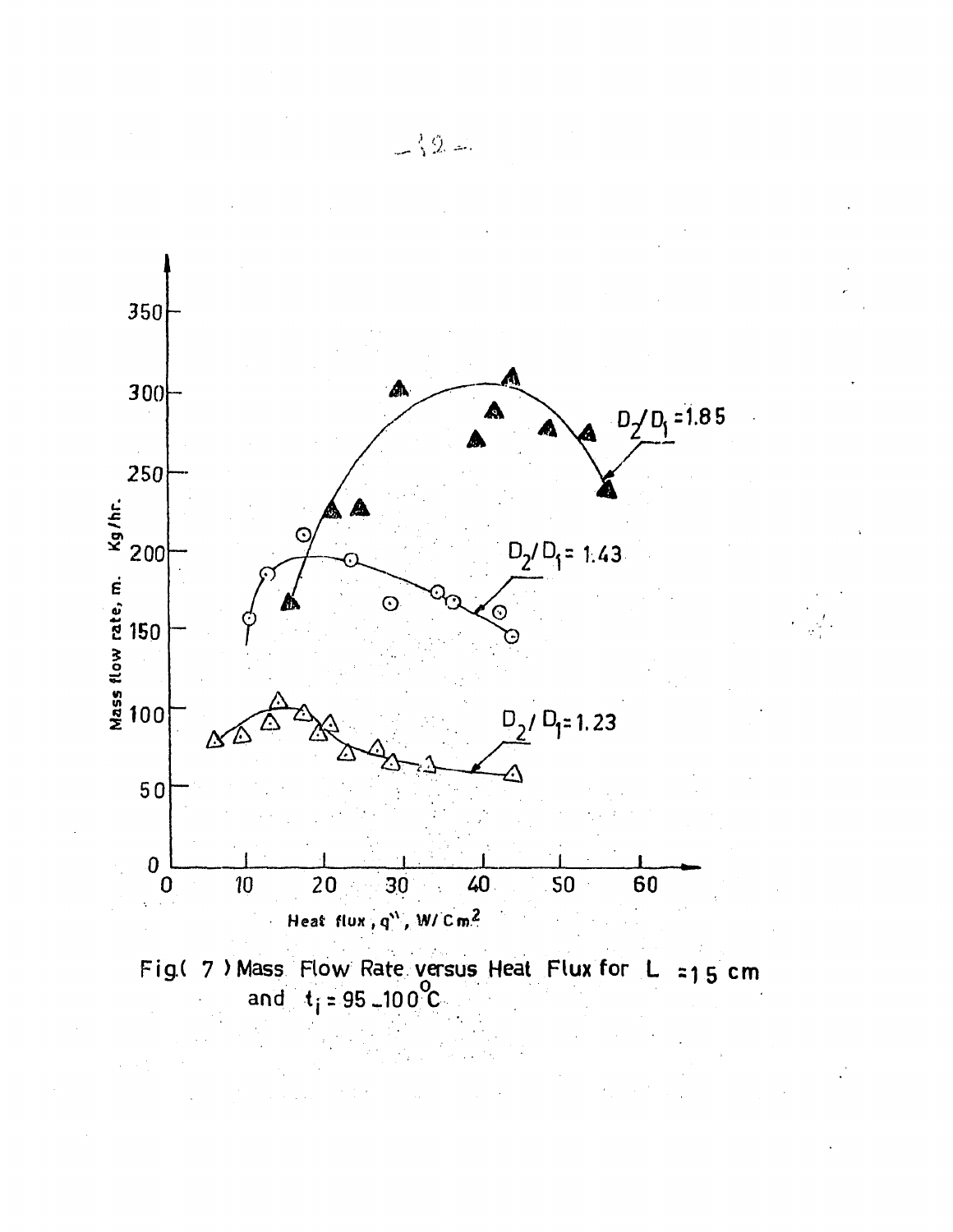Fig.( 7 ) Mass Flow Rate versus Heat Flux for $L = 15$ cm and $t_i = 95 - 100^{\circ}C$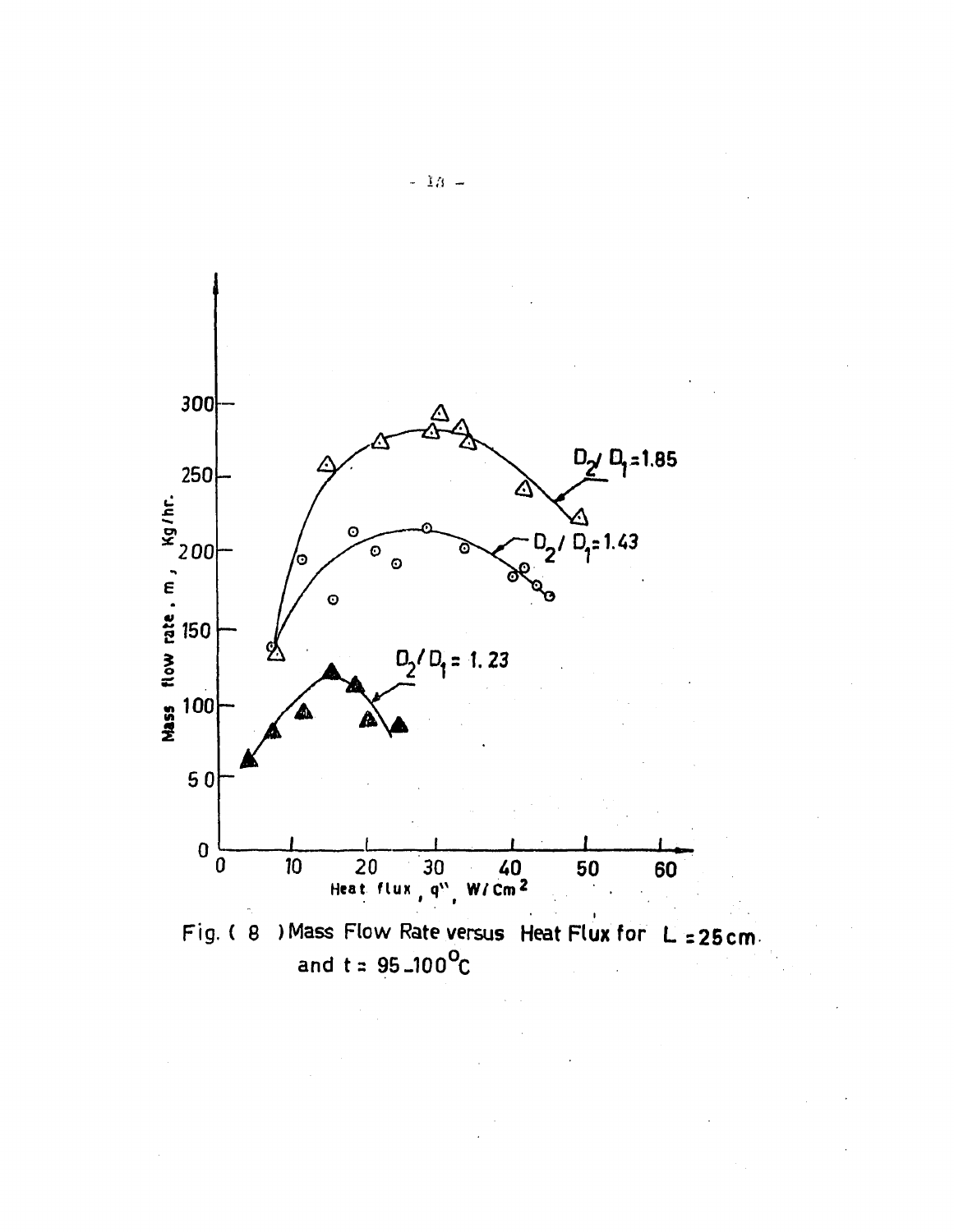Fig. ( 8 ) Mass Flow Rate versus Heat Flux for $L = 25\,cm$ and $t = 95\text{–}100\,^{o}C$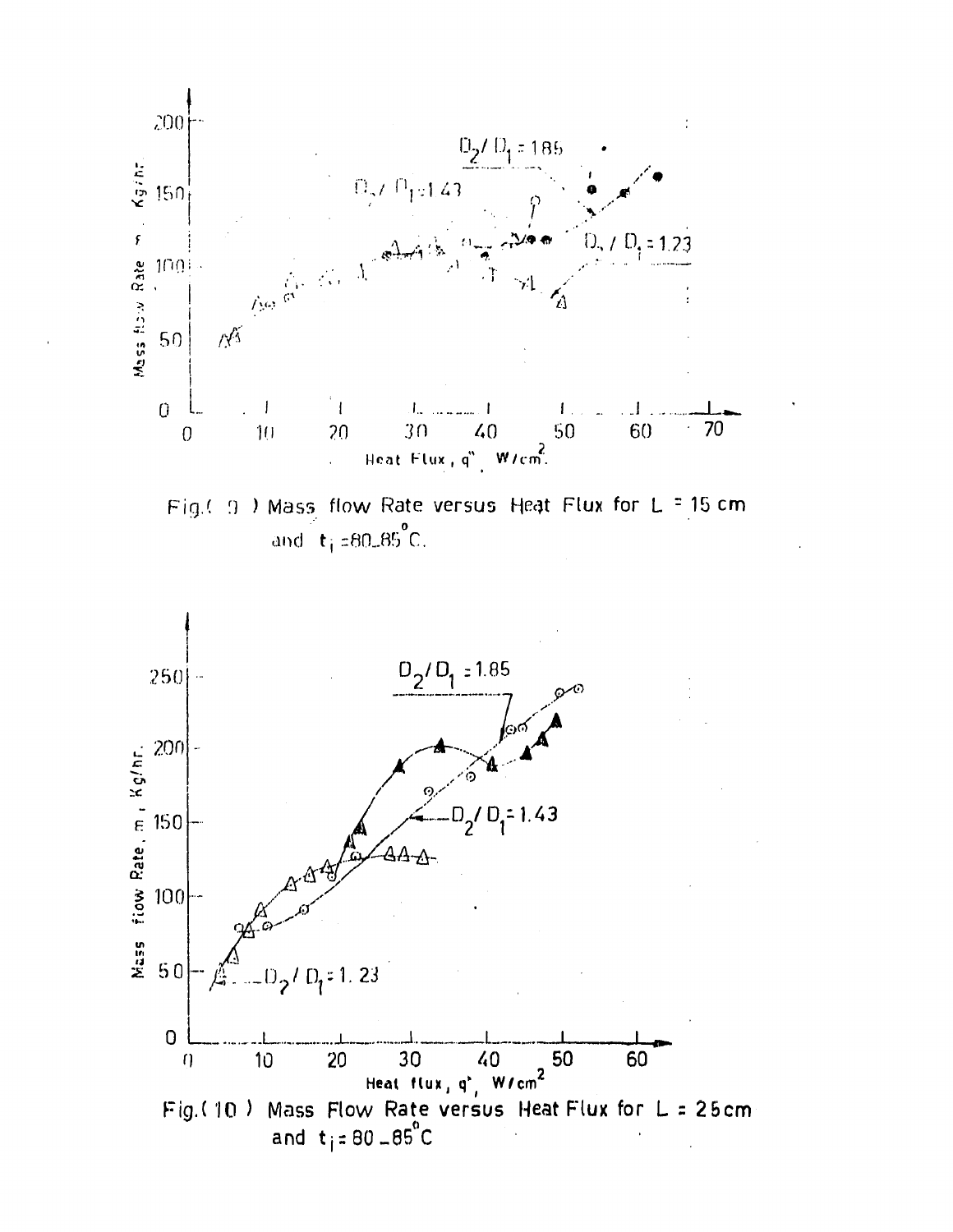Fig.( 9 ) Mass flow Rate versus Heat Flux for L = 15 cm and $t_i$ =80_85°C.

Fig.( 10 ) Mass Flow Rate versus Heat Flux for L = 25cm and $t_i$ = 80 _85°C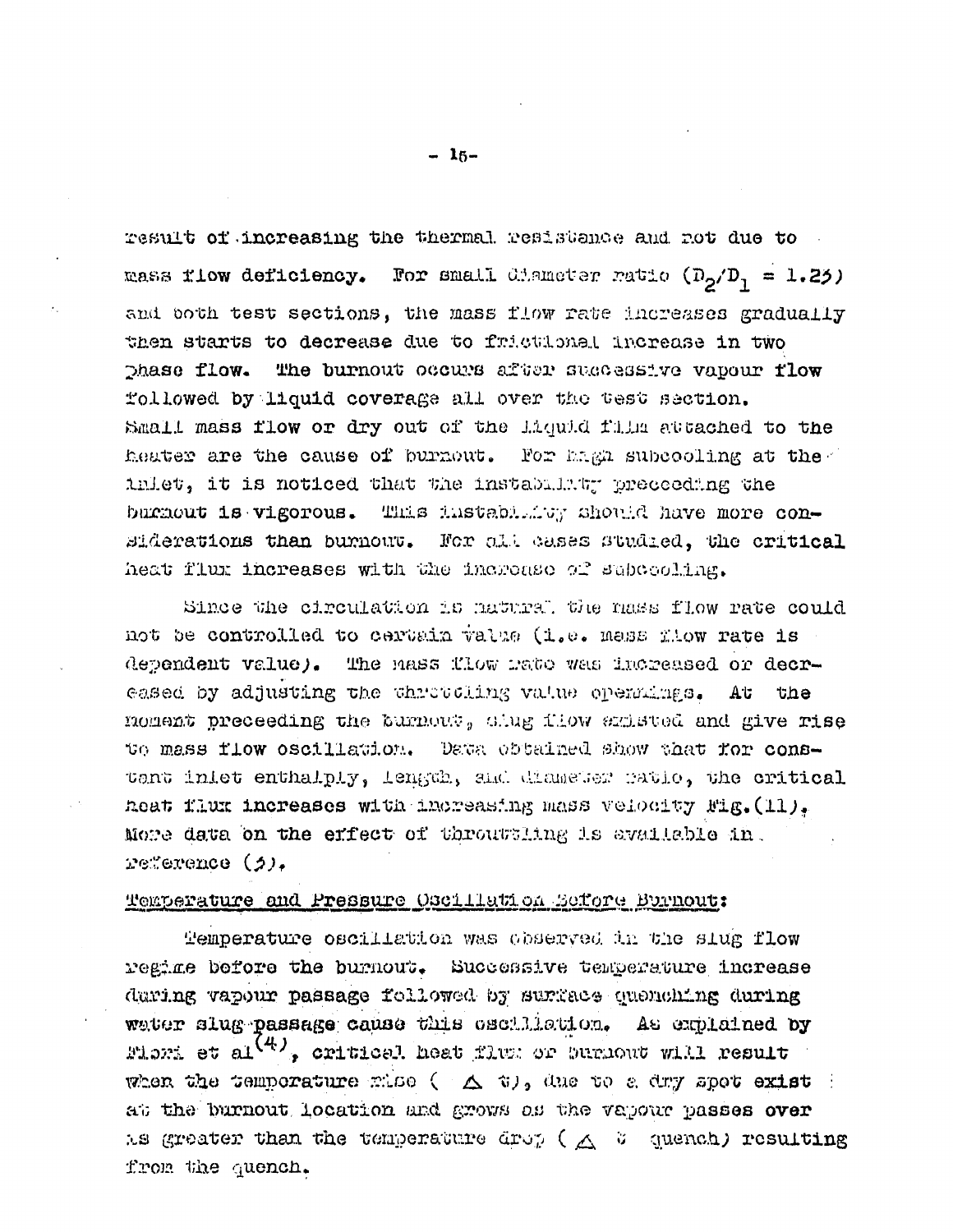result of increasing the thermal resistance and not due to mass flow deficiency. For small diameter ratio ($D_2/D_1 = 1.25$) and both test sections, the mass flow rate increases gradually then starts to decrease due to frictional increase in two phase flow. The burnout occurs after successive vapour flow followed by liquid coverage all over the test section. Small mass flow or dry out of the liquid film attached to the heater are the cause of burnout. For high subcooling at the inlet, it is noticed that the instability preceeding the burnout is vigorous. This instability should have more considerations than burnout. For all cases studied, the critical heat flux increases with the increase of subcooling.

Since the circulation is natural the mass flow rate could not be controlled to certain value (i.e. mass flow rate is dependent value). The mass flow rate was increased or decreased by adjusting the throttling value openings. At the moment preceeding the burnout, slug flow existed and give rise to mass flow oscillation. Data obtained show that for constant inlet enthalpy, length, and diameter ratio, the critical heat flux increases with increasing mass velocity Fig.(11). More data on the effect of throuttling is available in reference (5).

Temperature and Pressure Oscillation Before Burnout:

Temperature oscillation was observed in the slug flow regime before the burnout. Successive temperature increase during vapour passage followed by surface quenching during water slug passage cause this oscillation. As explained by Fiori et al[4], critical heat flux or burnout will result when the temperature rise ( $\Delta$ t), due to a dry spot exist at the burnout location and grows as the vapour passes over is greater than the temperature drop ( $\Delta$ t quench) resulting from the quench.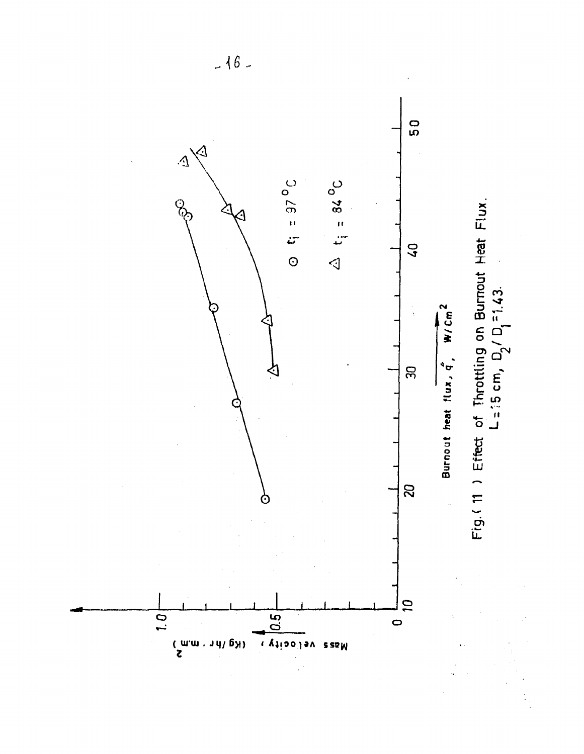$\odot$ $t_i = 97\ ^\circ C$

$\triangle$ $t_i = 84\ ^\circ C$

Mass velocity, (Kg/hr . m.m$^2$)

Burnout heat flux, $q''$, W/Cm$^2$

Fig.( 11 ) Effect of Throttling on Burnout Heat Flux. $L = 15$ cm, $D_2/D_1 = 1.43$.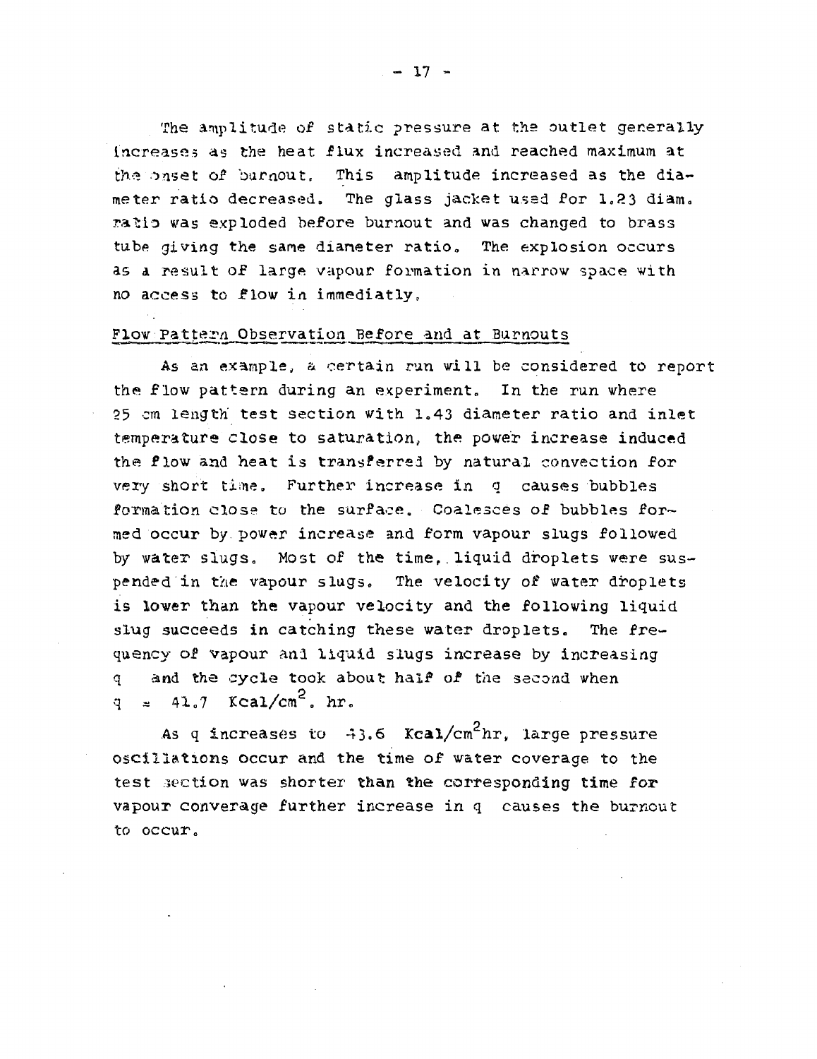The amplitude of static pressure at the outlet generally increases as the heat flux increased and reached maximum at the onset of burnout. This amplitude increased as the diameter ratio decreased. The glass jacket used for 1.23 diam. ratio was exploded before burnout and was changed to brass tube giving the same diameter ratio. The explosion occurs as a result of large vapour formation in narrow space with no access to flow in immediatly.

## Flow Pattern Observation Before and at Burnouts

As an example, a certain run will be considered to report the flow pattern during an experiment. In the run where 25 cm length test section with 1.43 diameter ratio and inlet temperature close to saturation, the power increase induced the flow and heat is transferred by natural convection for very short time. Further increase in q causes bubbles formation close to the surface. Coalesces of bubbles formed occur by power increase and form vapour slugs followed by water slugs. Most of the time, liquid droplets were suspended in the vapour slugs. The velocity of water droplets is lower than the vapour velocity and the following liquid slug succeeds in catching these water droplets. The frequency of vapour and liquid slugs increase by increasing q and the cycle took about half of the second when $q = 41.7 \text{ Kcal/cm}^2. \text{ hr}$.

As q increases to $43.6 \text{ Kcal/cm}^2\text{hr}$, large pressure oscillations occur and the time of water coverage to the test section was shorter than the corresponding time for vapour converage further increase in q causes the burnout to occur.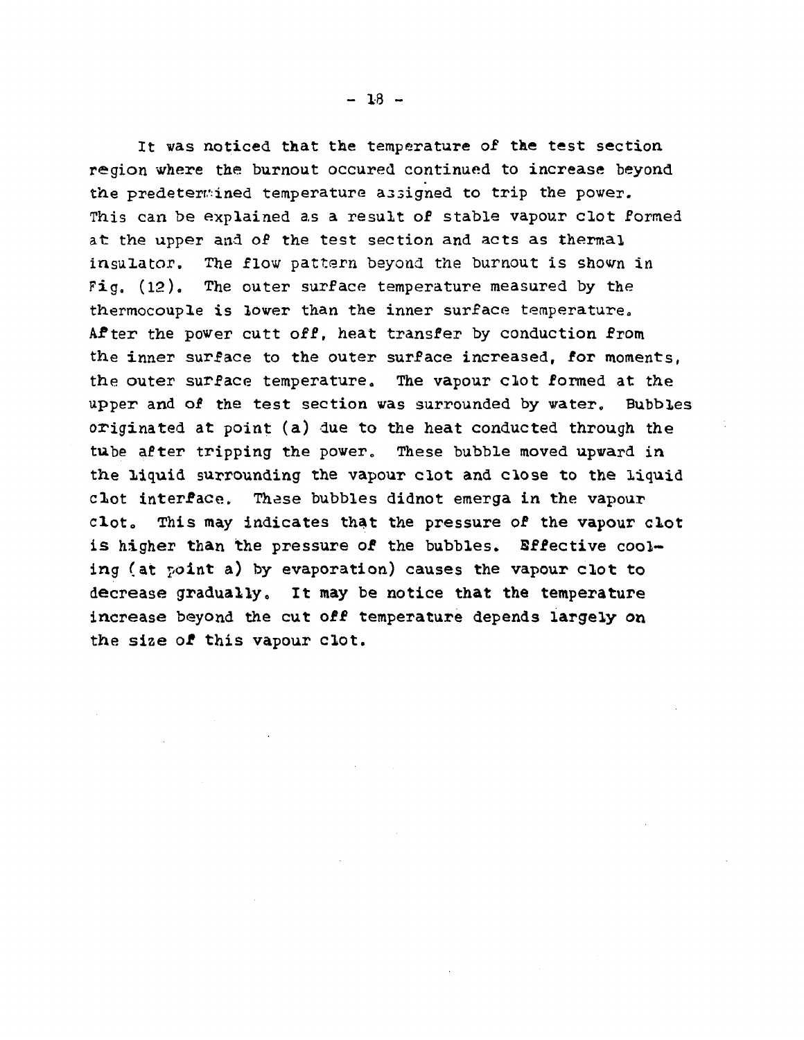It was noticed that the temperature of the test section region where the burnout occured continued to increase beyond the predetermined temperature assigned to trip the power. This can be explained as a result of stable vapour clot formed at the upper and of the test section and acts as thermal insulator. The flow pattern beyond the burnout is shown in Fig. (12). The outer surface temperature measured by the thermocouple is lower than the inner surface temperature. After the power cutt off, heat transfer by conduction from the inner surface to the outer surface increased, for moments, the outer surface temperature. The vapour clot formed at the upper and of the test section was surrounded by water. Bubbles originated at point (a) due to the heat conducted through the tube after tripping the power. These bubble moved upward in the liquid surrounding the vapour clot and close to the liquid clot interface. These bubbles didnot emerga in the vapour clot. This may indicates that the pressure of the vapour clot is higher than the pressure of the bubbles. Effective cooling (at point a) by evaporation) causes the vapour clot to decrease gradually. It may be notice that the temperature increase beyond the cut off temperature depends largely on the size of this vapour clot.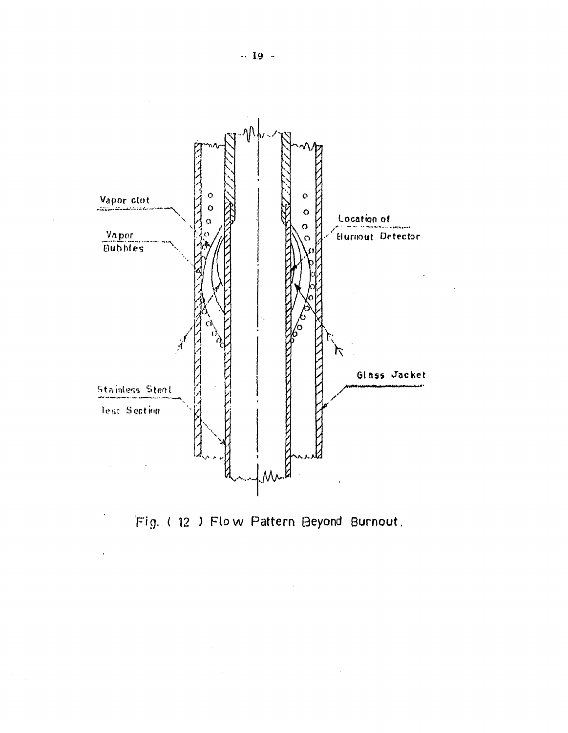Vapor clot

Vapor Bubbles

Location of Burnout Detector

Glass Jacket

Stainless Steel Test Section

Fig. ( 12 ) Flow Pattern Beyond Burnout.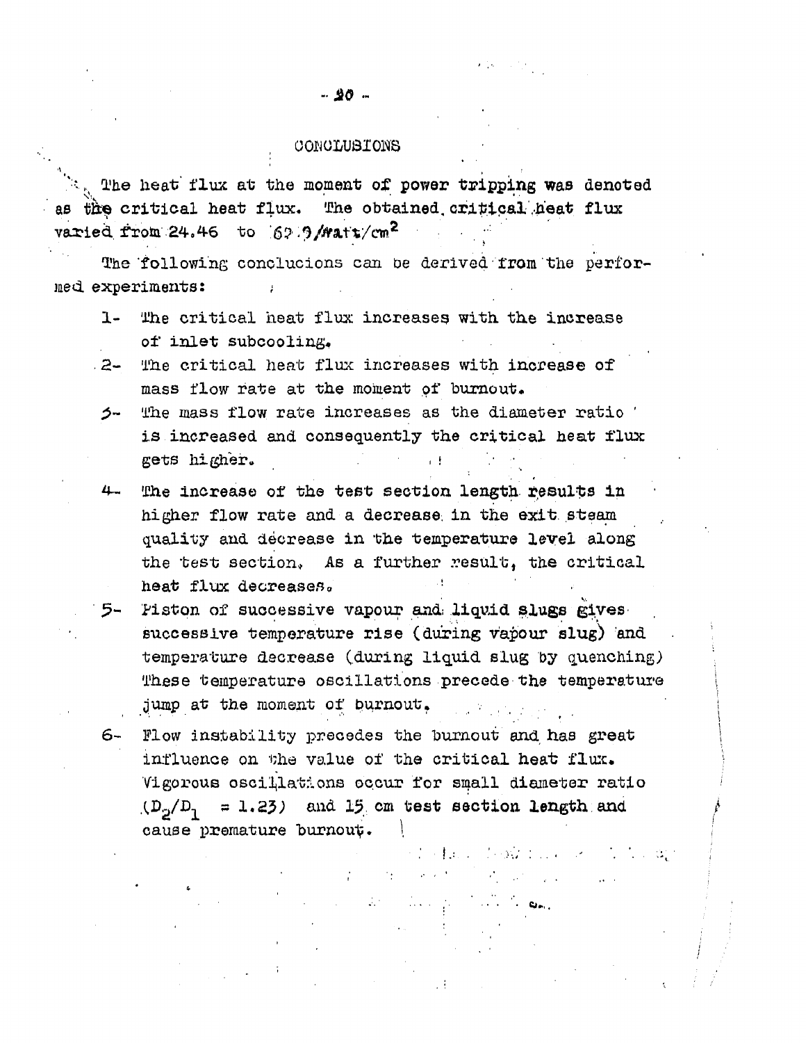# CONCLUSIONS

The heat flux at the moment of power tripping was denoted as the critical heat flux. The obtained critical heat flux varied from 24.46 to 62.9 Watt/cm$^2$

The following conclucions can be derived from the performed experiments:

1- The critical heat flux increases with the increase of inlet subcooling.

2- The critical heat flux increases with increase of mass flow rate at the moment of burnout.

3- The mass flow rate increases as the diameter ratio is increased and consequently the critical heat flux gets higher.

4- The increase of the test section length results in higher flow rate and a decrease in the exit steam quality and decrease in the temperature level along the test section. As a further result, the critical heat flux decreases.

5- Piston of successive vapour and liquid slugs gives successive temperature rise (during vapour slug) and temperature decrease (during liquid slug by quenching) These temperature oscillations precede the temperature jump at the moment of burnout.

6- Flow instability precedes the burnout and has great influence on the value of the critical heat flux. Vigorous oscillations occur for small diameter ratio ($D_2/D_1$ = 1.23) and 15 cm test section length and cause premature burnout.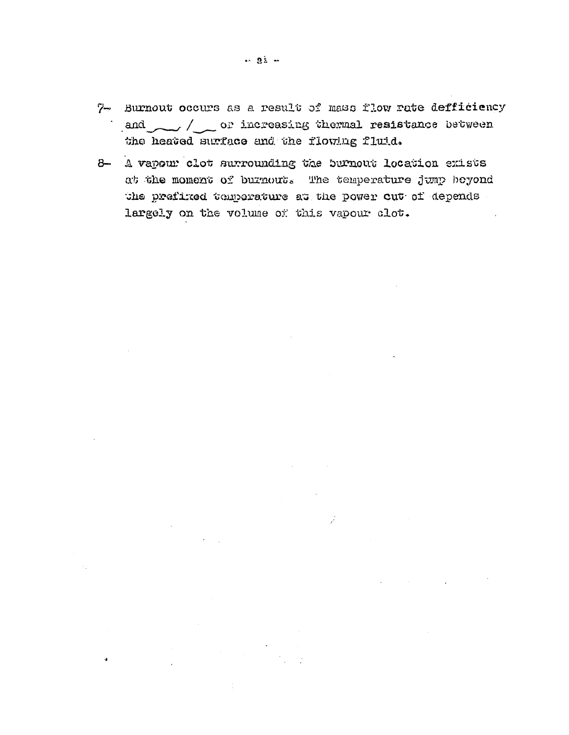7- Burnout occurs as a result of mass flow rate defficiency and / or increasing thermal resistance between the heated surface and the flowing fluid.

8- A vapour clot surrounding the burnout location exists at the moment of burnout. The temperature jump beyond the prefixed temperature at the power cut of depends largely on the volume of this vapour clot.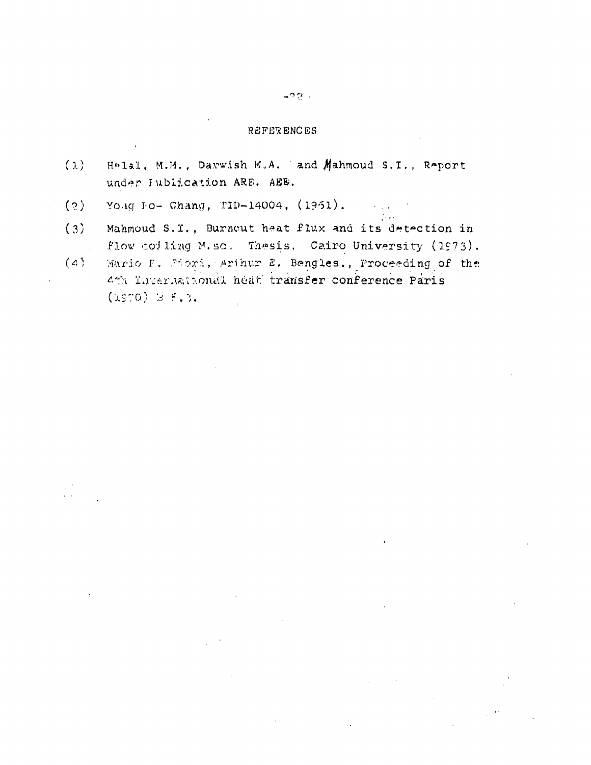# REFERENCES

(1) Helal, M.M., Darwish M.A. and Mahmoud S.I., Report under Publication ARE. AEE.

(2) Yong Po- Chang, TID-14004, (1961).

(3) Mahmoud S.I., Burnout heat flux and its detection in flow coilling M.sc. Thesis, Cairo University (1973).

(4) Mario F. Fiori, Arthur E. Bengles., Proceeding of the 4th International heat transfer conference Paris (1970) B 6.3.